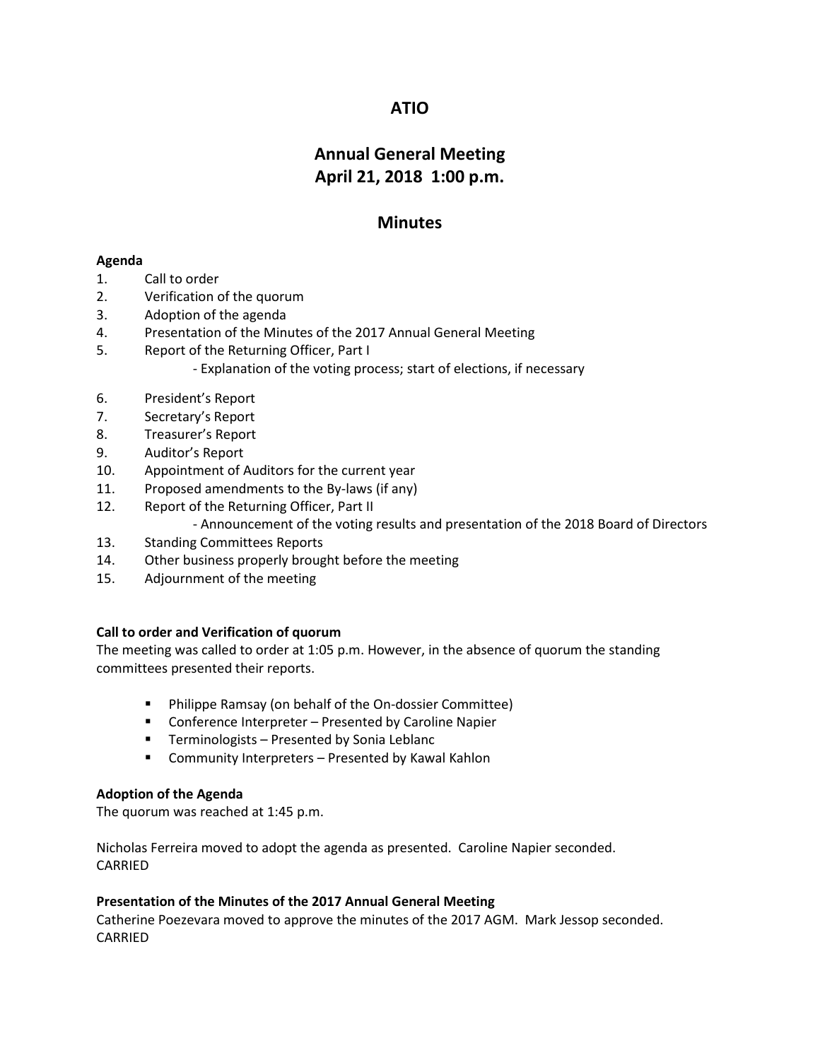# ATIO

## Annual General Meeting
## April 21, 2018 1:00 p.m.

## Minutes

**Agenda**

1. Call to order
2. Verification of the quorum
3. Adoption of the agenda
4. Presentation of the Minutes of the 2017 Annual General Meeting
5. Report of the Returning Officer, Part I
   - Explanation of the voting process; start of elections, if necessary
6. President's Report
7. Secretary's Report
8. Treasurer's Report
9. Auditor's Report
10. Appointment of Auditors for the current year
11. Proposed amendments to the By-laws (if any)
12. Report of the Returning Officer, Part II
    - Announcement of the voting results and presentation of the 2018 Board of Directors
13. Standing Committees Reports
14. Other business properly brought before the meeting
15. Adjournment of the meeting

**Call to order and Verification of quorum**

The meeting was called to order at 1:05 p.m. However, in the absence of quorum the standing committees presented their reports.

- Philippe Ramsay (on behalf of the On-dossier Committee)
- Conference Interpreter – Presented by Caroline Napier
- Terminologists – Presented by Sonia Leblanc
- Community Interpreters – Presented by Kawal Kahlon

**Adoption of the Agenda**

The quorum was reached at 1:45 p.m.

Nicholas Ferreira moved to adopt the agenda as presented. Caroline Napier seconded.
CARRIED

**Presentation of the Minutes of the 2017 Annual General Meeting**

Catherine Poezevara moved to approve the minutes of the 2017 AGM. Mark Jessop seconded.
CARRIED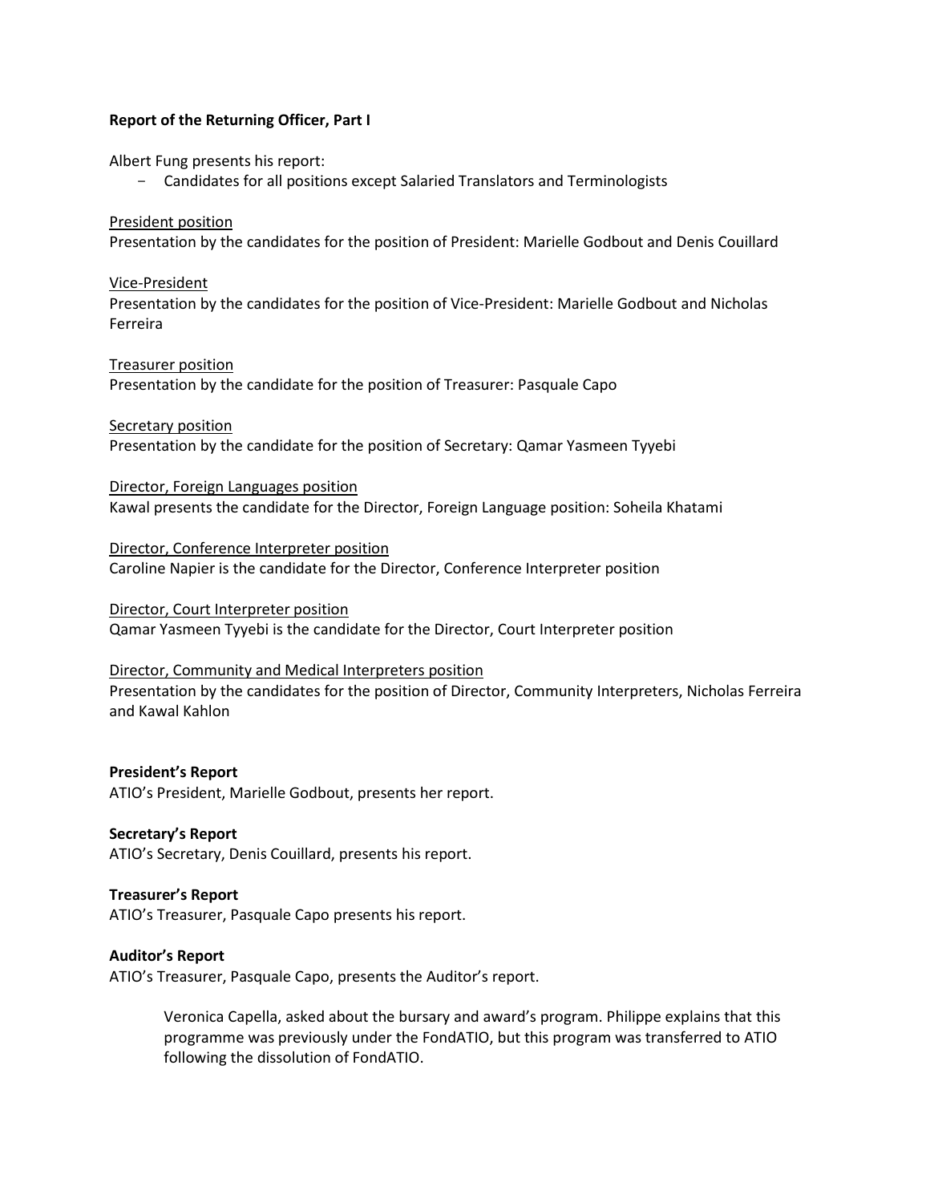**Report of the Returning Officer, Part I**

Albert Fung presents his report:

- Candidates for all positions except Salaried Translators and Terminologists

<u>President position</u>
Presentation by the candidates for the position of President: Marielle Godbout and Denis Couillard

<u>Vice-President</u>
Presentation by the candidates for the position of Vice-President: Marielle Godbout and Nicholas Ferreira

<u>Treasurer position</u>
Presentation by the candidate for the position of Treasurer: Pasquale Capo

<u>Secretary position</u>
Presentation by the candidate for the position of Secretary: Qamar Yasmeen Tyyebi

<u>Director, Foreign Languages position</u>
Kawal presents the candidate for the Director, Foreign Language position: Soheila Khatami

<u>Director, Conference Interpreter position</u>
Caroline Napier is the candidate for the Director, Conference Interpreter position

<u>Director, Court Interpreter position</u>
Qamar Yasmeen Tyyebi is the candidate for the Director, Court Interpreter position

<u>Director, Community and Medical Interpreters position</u>
Presentation by the candidates for the position of Director, Community Interpreters, Nicholas Ferreira and Kawal Kahlon

**President's Report**
ATIO's President, Marielle Godbout, presents her report.

**Secretary's Report**
ATIO's Secretary, Denis Couillard, presents his report.

**Treasurer's Report**
ATIO's Treasurer, Pasquale Capo presents his report.

**Auditor's Report**
ATIO's Treasurer, Pasquale Capo, presents the Auditor's report.

> Veronica Capella, asked about the bursary and award's program. Philippe explains that this programme was previously under the FondATIO, but this program was transferred to ATIO following the dissolution of FondATIO.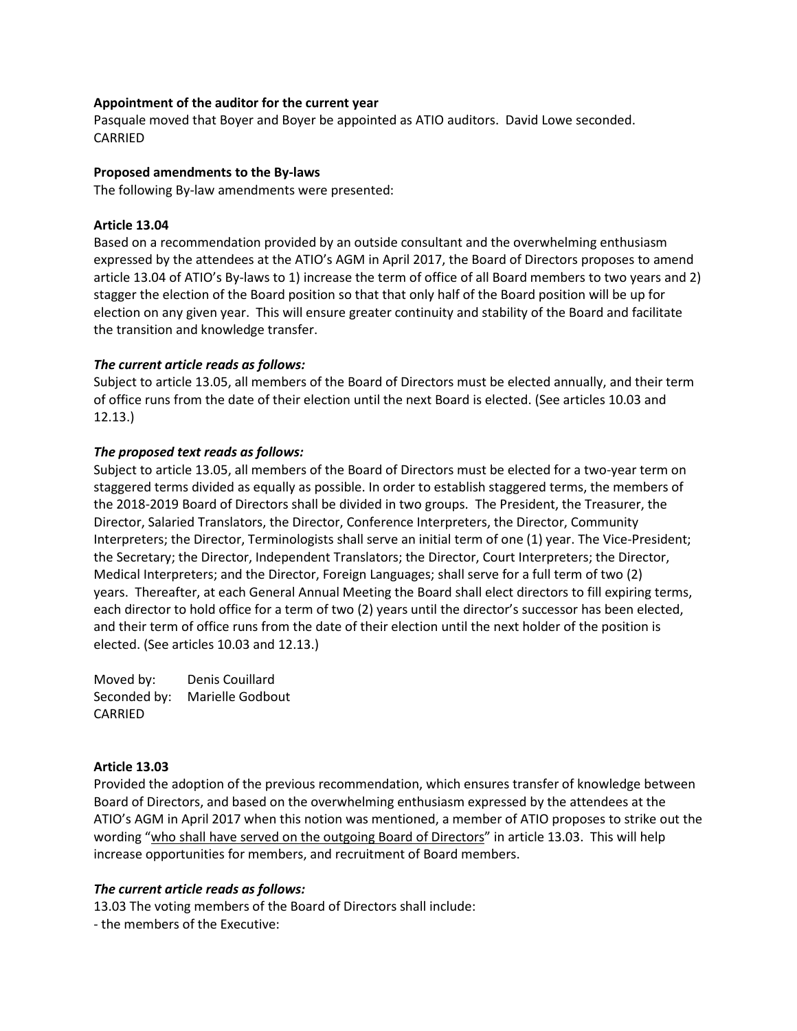**Appointment of the auditor for the current year**

Pasquale moved that Boyer and Boyer be appointed as ATIO auditors. David Lowe seconded.
CARRIED

**Proposed amendments to the By-laws**

The following By-law amendments were presented:

**Article 13.04**

Based on a recommendation provided by an outside consultant and the overwhelming enthusiasm expressed by the attendees at the ATIO's AGM in April 2017, the Board of Directors proposes to amend article 13.04 of ATIO's By-laws to 1) increase the term of office of all Board members to two years and 2) stagger the election of the Board position so that that only half of the Board position will be up for election on any given year. This will ensure greater continuity and stability of the Board and facilitate the transition and knowledge transfer.

***The current article reads as follows:***

Subject to article 13.05, all members of the Board of Directors must be elected annually, and their term of office runs from the date of their election until the next Board is elected. (See articles 10.03 and 12.13.)

***The proposed text reads as follows:***

Subject to article 13.05, all members of the Board of Directors must be elected for a two-year term on staggered terms divided as equally as possible. In order to establish staggered terms, the members of the 2018-2019 Board of Directors shall be divided in two groups. The President, the Treasurer, the Director, Salaried Translators, the Director, Conference Interpreters, the Director, Community Interpreters; the Director, Terminologists shall serve an initial term of one (1) year. The Vice-President; the Secretary; the Director, Independent Translators; the Director, Court Interpreters; the Director, Medical Interpreters; and the Director, Foreign Languages; shall serve for a full term of two (2) years. Thereafter, at each General Annual Meeting the Board shall elect directors to fill expiring terms, each director to hold office for a term of two (2) years until the director's successor has been elected, and their term of office runs from the date of their election until the next holder of the position is elected. (See articles 10.03 and 12.13.)

Moved by: Denis Couillard
Seconded by: Marielle Godbout
CARRIED

**Article 13.03**

Provided the adoption of the previous recommendation, which ensures transfer of knowledge between Board of Directors, and based on the overwhelming enthusiasm expressed by the attendees at the ATIO's AGM in April 2017 when this notion was mentioned, a member of ATIO proposes to strike out the wording "<u>who shall have served on the outgoing Board of Directors</u>" in article 13.03. This will help increase opportunities for members, and recruitment of Board members.

***The current article reads as follows:***

13.03 The voting members of the Board of Directors shall include:

- the members of the Executive: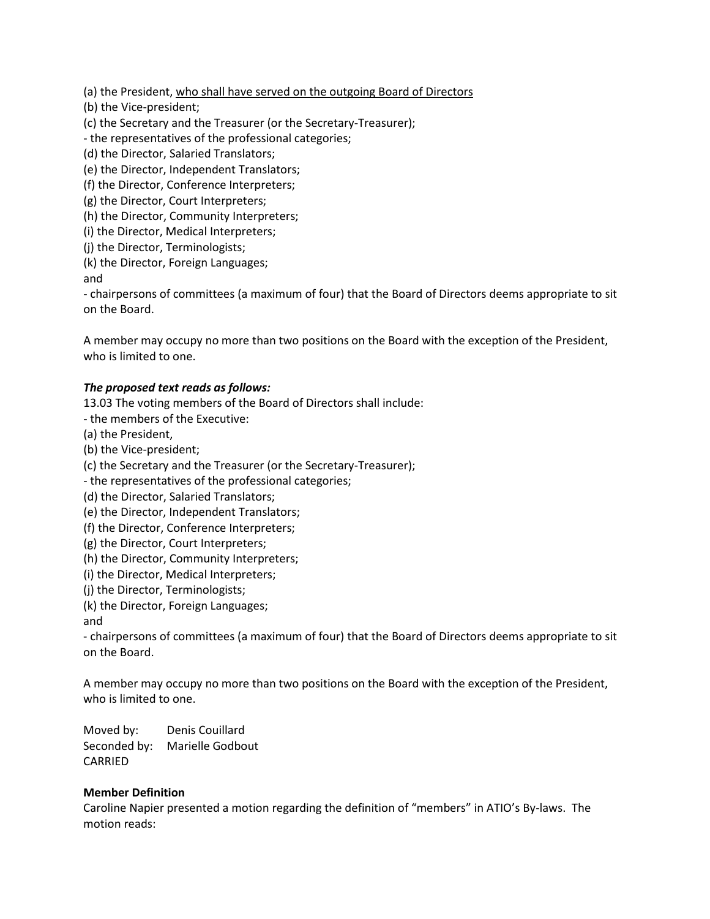(a) the President, <u>who shall have served on the outgoing Board of Directors</u>
(b) the Vice-president;
(c) the Secretary and the Treasurer (or the Secretary-Treasurer);
- the representatives of the professional categories;
(d) the Director, Salaried Translators;
(e) the Director, Independent Translators;
(f) the Director, Conference Interpreters;
(g) the Director, Court Interpreters;
(h) the Director, Community Interpreters;
(i) the Director, Medical Interpreters;
(j) the Director, Terminologists;
(k) the Director, Foreign Languages;
and
- chairpersons of committees (a maximum of four) that the Board of Directors deems appropriate to sit on the Board.

A member may occupy no more than two positions on the Board with the exception of the President, who is limited to one.

***The proposed text reads as follows:***

13.03 The voting members of the Board of Directors shall include:
- the members of the Executive:
(a) the President,
(b) the Vice-president;
(c) the Secretary and the Treasurer (or the Secretary-Treasurer);
- the representatives of the professional categories;
(d) the Director, Salaried Translators;
(e) the Director, Independent Translators;
(f) the Director, Conference Interpreters;
(g) the Director, Court Interpreters;
(h) the Director, Community Interpreters;
(i) the Director, Medical Interpreters;
(j) the Director, Terminologists;
(k) the Director, Foreign Languages;
and
- chairpersons of committees (a maximum of four) that the Board of Directors deems appropriate to sit on the Board.

A member may occupy no more than two positions on the Board with the exception of the President, who is limited to one.

Moved by: Denis Couillard
Seconded by: Marielle Godbout
CARRIED

**Member Definition**

Caroline Napier presented a motion regarding the definition of "members" in ATIO's By-laws. The motion reads: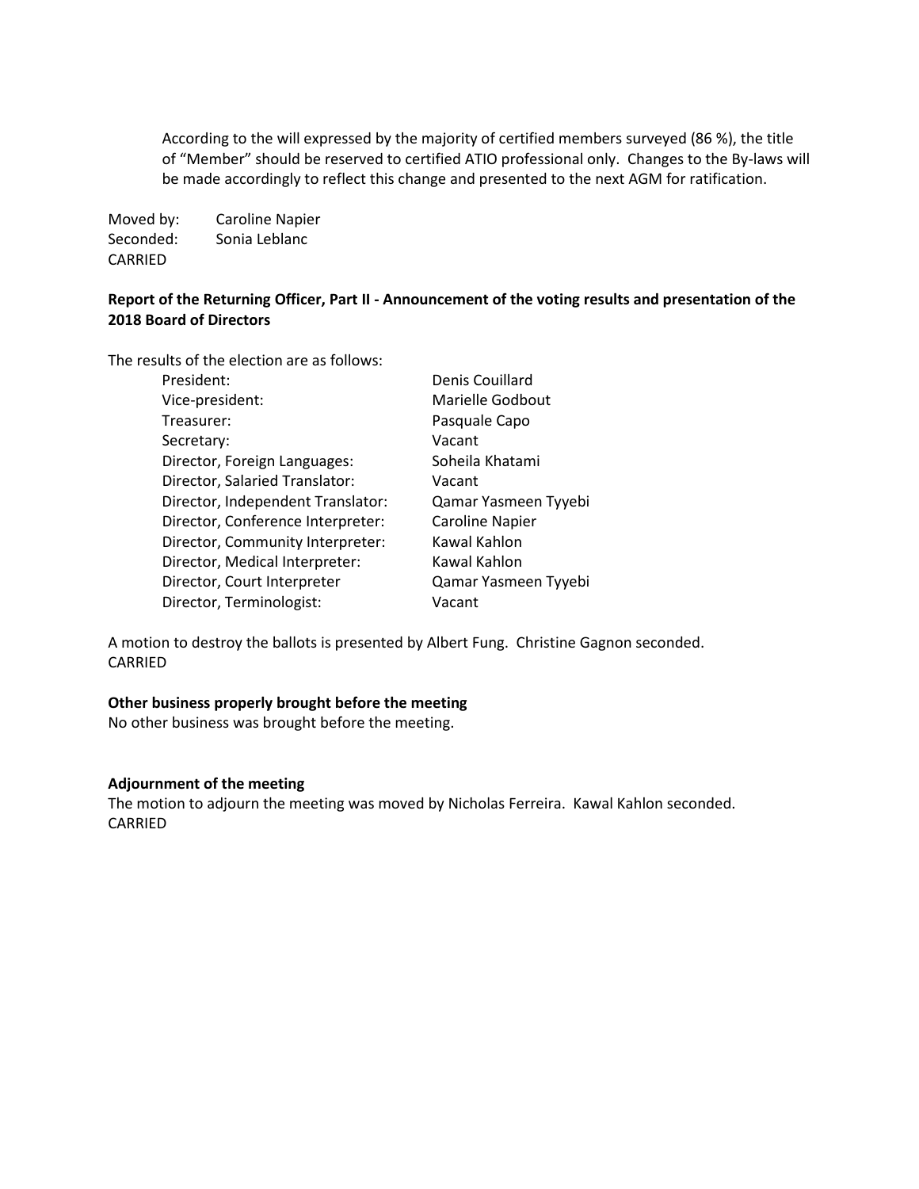According to the will expressed by the majority of certified members surveyed (86 %), the title of "Member" should be reserved to certified ATIO professional only. Changes to the By-laws will be made accordingly to reflect this change and presented to the next AGM for ratification.

Moved by: Caroline Napier
Seconded: Sonia Leblanc
CARRIED

**Report of the Returning Officer, Part II - Announcement of the voting results and presentation of the 2018 Board of Directors**

The results of the election are as follows:

| | |
|---|---|
| President: | Denis Couillard |
| Vice-president: | Marielle Godbout |
| Treasurer: | Pasquale Capo |
| Secretary: | Vacant |
| Director, Foreign Languages: | Soheila Khatami |
| Director, Salaried Translator: | Vacant |
| Director, Independent Translator: | Qamar Yasmeen Tyyebi |
| Director, Conference Interpreter: | Caroline Napier |
| Director, Community Interpreter: | Kawal Kahlon |
| Director, Medical Interpreter: | Kawal Kahlon |
| Director, Court Interpreter | Qamar Yasmeen Tyyebi |
| Director, Terminologist: | Vacant |

A motion to destroy the ballots is presented by Albert Fung. Christine Gagnon seconded.
CARRIED

**Other business properly brought before the meeting**

No other business was brought before the meeting.

**Adjournment of the meeting**

The motion to adjourn the meeting was moved by Nicholas Ferreira. Kawal Kahlon seconded.
CARRIED